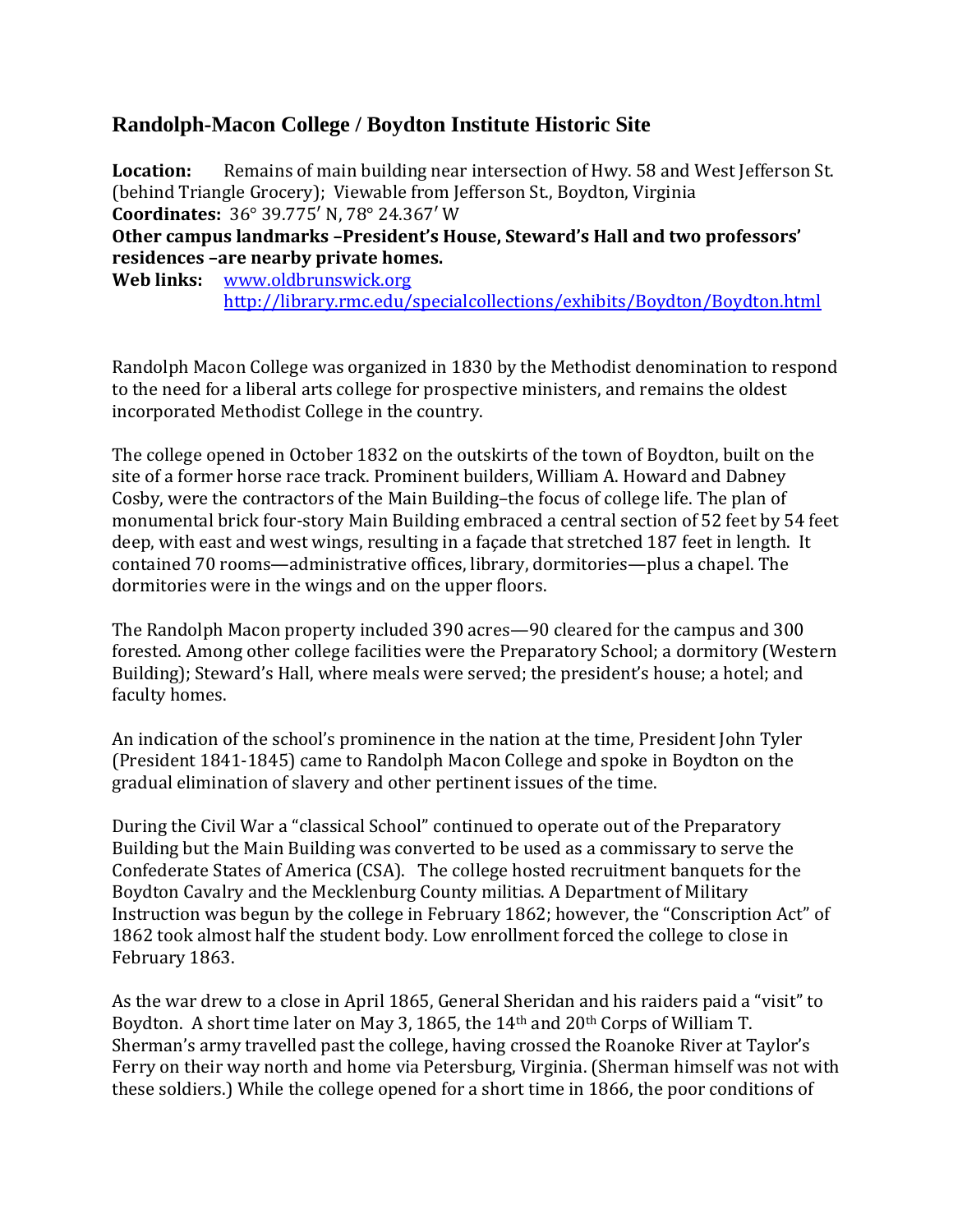## Randolph-Macon College / Boydton Institute Historic Site

**Location:** Remains of main building near intersection of Hwy. 58 and West Jefferson St. (behind Triangle Grocery); Viewable from Jefferson St., Boydton, Virginia
**Coordinates:** 36° 39.775′ N, 78° 24.367′ W
**Other campus landmarks –President's House, Steward's Hall and two professors' residences –are nearby private homes.**
**Web links:** [www.oldbrunswick.org](www.oldbrunswick.org)
[http://library.rmc.edu/specialcollections/exhibits/Boydton/Boydton.html](http://library.rmc.edu/specialcollections/exhibits/Boydton/Boydton.html)

Randolph Macon College was organized in 1830 by the Methodist denomination to respond to the need for a liberal arts college for prospective ministers, and remains the oldest incorporated Methodist College in the country.

The college opened in October 1832 on the outskirts of the town of Boydton, built on the site of a former horse race track. Prominent builders, William A. Howard and Dabney Cosby, were the contractors of the Main Building–the focus of college life. The plan of monumental brick four-story Main Building embraced a central section of 52 feet by 54 feet deep, with east and west wings, resulting in a façade that stretched 187 feet in length. It contained 70 rooms—administrative offices, library, dormitories—plus a chapel. The dormitories were in the wings and on the upper floors.

The Randolph Macon property included 390 acres—90 cleared for the campus and 300 forested. Among other college facilities were the Preparatory School; a dormitory (Western Building); Steward's Hall, where meals were served; the president's house; a hotel; and faculty homes.

An indication of the school's prominence in the nation at the time, President John Tyler (President 1841-1845) came to Randolph Macon College and spoke in Boydton on the gradual elimination of slavery and other pertinent issues of the time.

During the Civil War a "classical School" continued to operate out of the Preparatory Building but the Main Building was converted to be used as a commissary to serve the Confederate States of America (CSA). The college hosted recruitment banquets for the Boydton Cavalry and the Mecklenburg County militias. A Department of Military Instruction was begun by the college in February 1862; however, the "Conscription Act" of 1862 took almost half the student body. Low enrollment forced the college to close in February 1863.

As the war drew to a close in April 1865, General Sheridan and his raiders paid a "visit" to Boydton. A short time later on May 3, 1865, the 14th and 20th Corps of William T. Sherman's army travelled past the college, having crossed the Roanoke River at Taylor's Ferry on their way north and home via Petersburg, Virginia. (Sherman himself was not with these soldiers.) While the college opened for a short time in 1866, the poor conditions of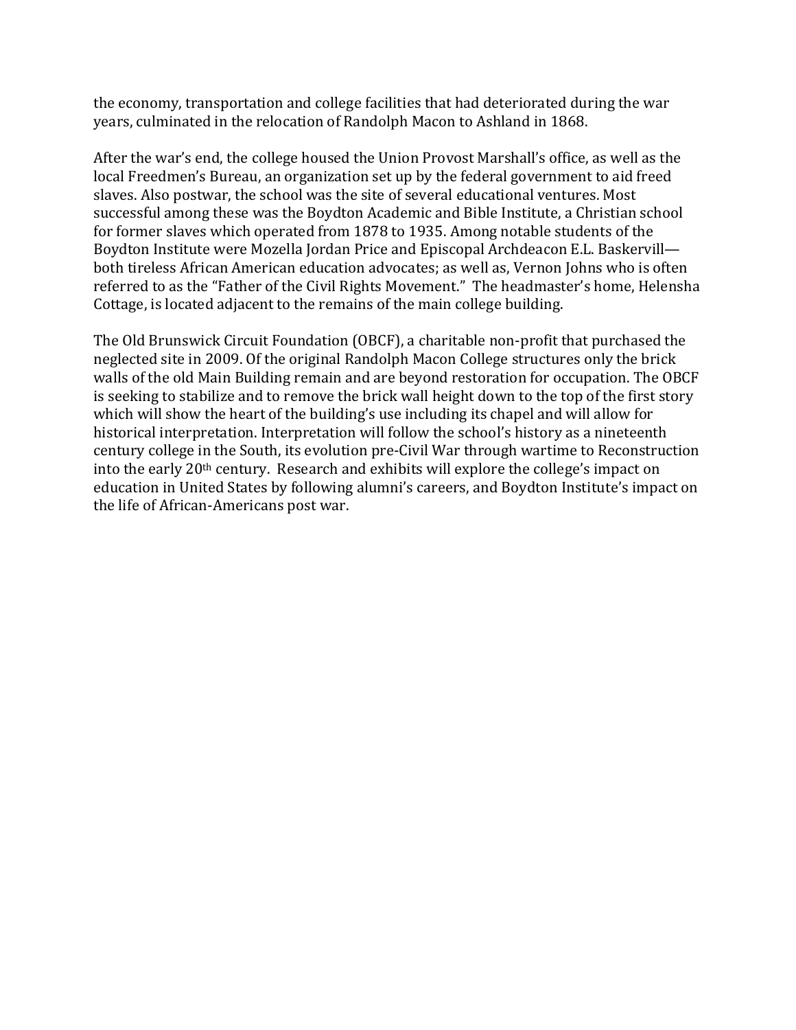the economy, transportation and college facilities that had deteriorated during the war years, culminated in the relocation of Randolph Macon to Ashland in 1868.

After the war's end, the college housed the Union Provost Marshall's office, as well as the local Freedmen's Bureau, an organization set up by the federal government to aid freed slaves. Also postwar, the school was the site of several educational ventures. Most successful among these was the Boydton Academic and Bible Institute, a Christian school for former slaves which operated from 1878 to 1935. Among notable students of the Boydton Institute were Mozella Jordan Price and Episcopal Archdeacon E.L. Baskervill—both tireless African American education advocates; as well as, Vernon Johns who is often referred to as the "Father of the Civil Rights Movement." The headmaster's home, Helensha Cottage, is located adjacent to the remains of the main college building.

The Old Brunswick Circuit Foundation (OBCF), a charitable non-profit that purchased the neglected site in 2009. Of the original Randolph Macon College structures only the brick walls of the old Main Building remain and are beyond restoration for occupation. The OBCF is seeking to stabilize and to remove the brick wall height down to the top of the first story which will show the heart of the building's use including its chapel and will allow for historical interpretation. Interpretation will follow the school's history as a nineteenth century college in the South, its evolution pre-Civil War through wartime to Reconstruction into the early 20th century. Research and exhibits will explore the college's impact on education in United States by following alumni's careers, and Boydton Institute's impact on the life of African-Americans post war.